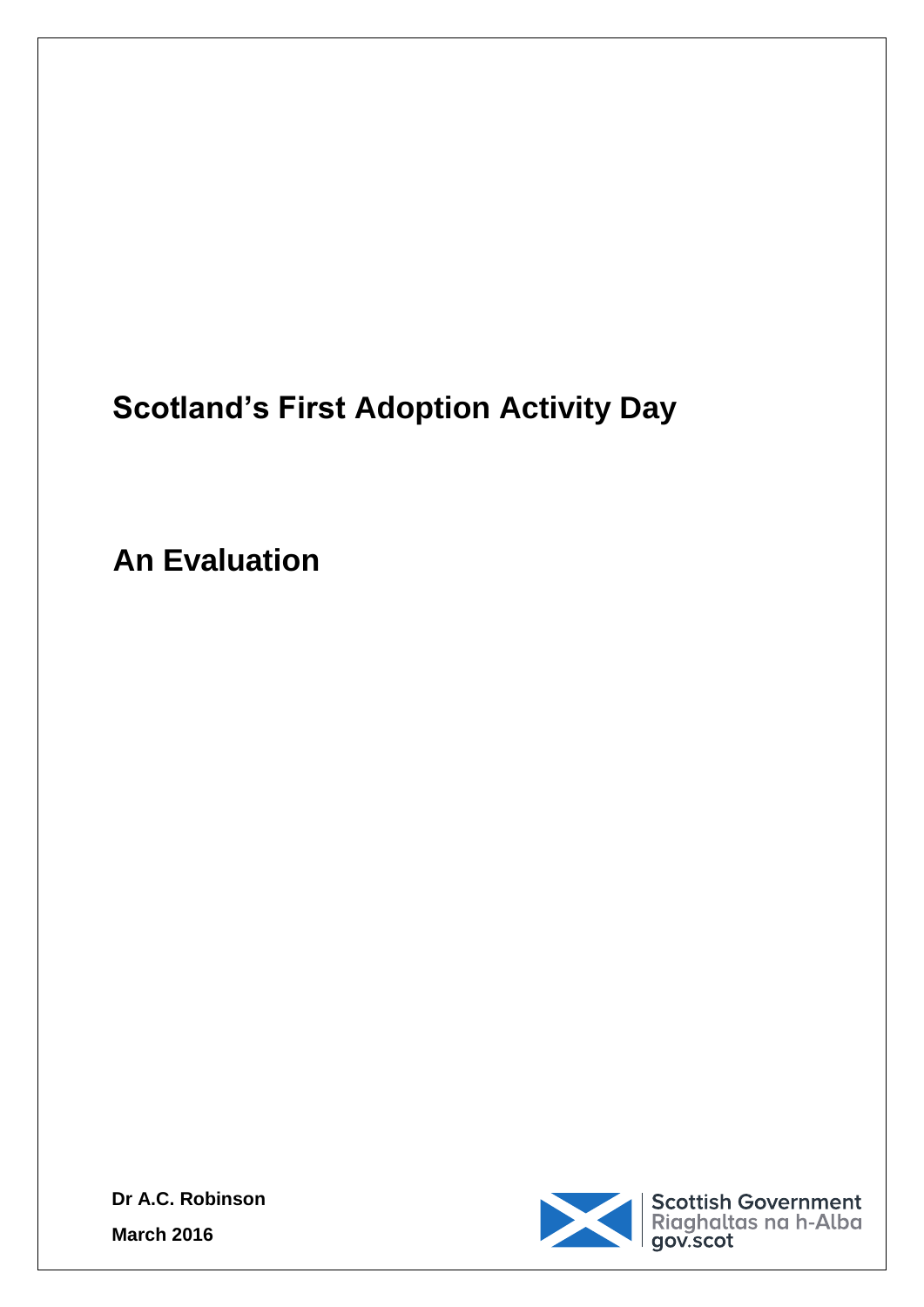# Scotland's First Adoption Activity Day

## An Evaluation

**Dr A.C. Robinson**

**March 2016**

Scottish Government
Riaghaltas na h-Alba
gov.scot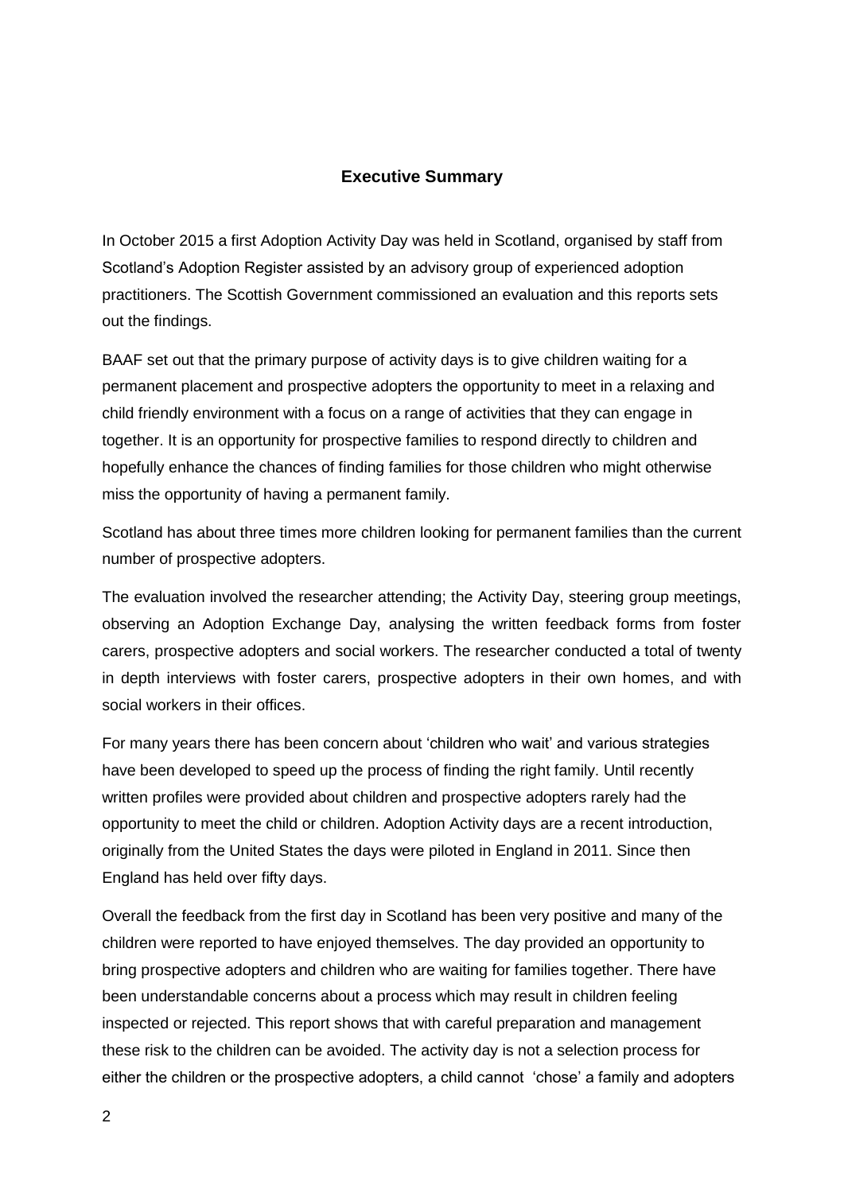## Executive Summary

In October 2015 a first Adoption Activity Day was held in Scotland, organised by staff from Scotland's Adoption Register assisted by an advisory group of experienced adoption practitioners. The Scottish Government commissioned an evaluation and this reports sets out the findings.

BAAF set out that the primary purpose of activity days is to give children waiting for a permanent placement and prospective adopters the opportunity to meet in a relaxing and child friendly environment with a focus on a range of activities that they can engage in together. It is an opportunity for prospective families to respond directly to children and hopefully enhance the chances of finding families for those children who might otherwise miss the opportunity of having a permanent family.

Scotland has about three times more children looking for permanent families than the current number of prospective adopters.

The evaluation involved the researcher attending; the Activity Day, steering group meetings, observing an Adoption Exchange Day, analysing the written feedback forms from foster carers, prospective adopters and social workers. The researcher conducted a total of twenty in depth interviews with foster carers, prospective adopters in their own homes, and with social workers in their offices.

For many years there has been concern about 'children who wait' and various strategies have been developed to speed up the process of finding the right family. Until recently written profiles were provided about children and prospective adopters rarely had the opportunity to meet the child or children. Adoption Activity days are a recent introduction, originally from the United States the days were piloted in England in 2011. Since then England has held over fifty days.

Overall the feedback from the first day in Scotland has been very positive and many of the children were reported to have enjoyed themselves. The day provided an opportunity to bring prospective adopters and children who are waiting for families together. There have been understandable concerns about a process which may result in children feeling inspected or rejected. This report shows that with careful preparation and management these risk to the children can be avoided. The activity day is not a selection process for either the children or the prospective adopters, a child cannot 'chose' a family and adopters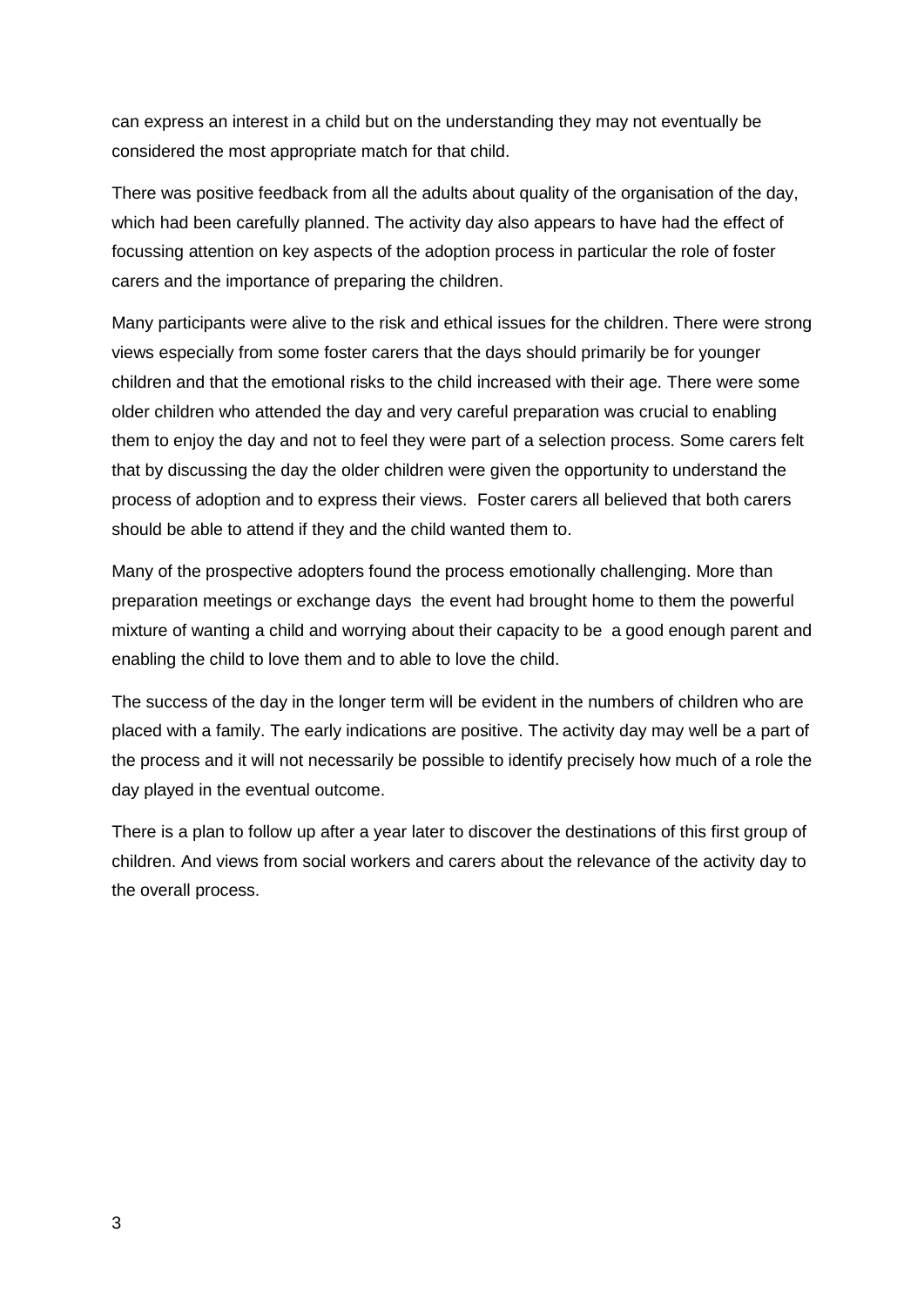can express an interest in a child but on the understanding they may not eventually be considered the most appropriate match for that child.

There was positive feedback from all the adults about quality of the organisation of the day, which had been carefully planned. The activity day also appears to have had the effect of focussing attention on key aspects of the adoption process in particular the role of foster carers and the importance of preparing the children.

Many participants were alive to the risk and ethical issues for the children. There were strong views especially from some foster carers that the days should primarily be for younger children and that the emotional risks to the child increased with their age. There were some older children who attended the day and very careful preparation was crucial to enabling them to enjoy the day and not to feel they were part of a selection process. Some carers felt that by discussing the day the older children were given the opportunity to understand the process of adoption and to express their views. Foster carers all believed that both carers should be able to attend if they and the child wanted them to.

Many of the prospective adopters found the process emotionally challenging. More than preparation meetings or exchange days the event had brought home to them the powerful mixture of wanting a child and worrying about their capacity to be a good enough parent and enabling the child to love them and to able to love the child.

The success of the day in the longer term will be evident in the numbers of children who are placed with a family. The early indications are positive. The activity day may well be a part of the process and it will not necessarily be possible to identify precisely how much of a role the day played in the eventual outcome.

There is a plan to follow up after a year later to discover the destinations of this first group of children. And views from social workers and carers about the relevance of the activity day to the overall process.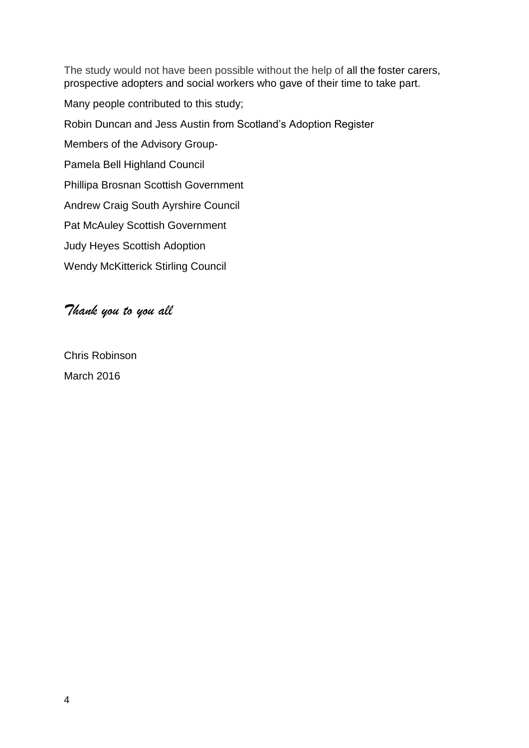The study would not have been possible without the help of all the foster carers, prospective adopters and social workers who gave of their time to take part.

Many people contributed to this study;

Robin Duncan and Jess Austin from Scotland's Adoption Register

Members of the Advisory Group-

Pamela Bell Highland Council

Phillipa Brosnan Scottish Government

Andrew Craig South Ayrshire Council

Pat McAuley Scottish Government

Judy Heyes Scottish Adoption

Wendy McKitterick Stirling Council

*Thank you to you all*

Chris Robinson

March 2016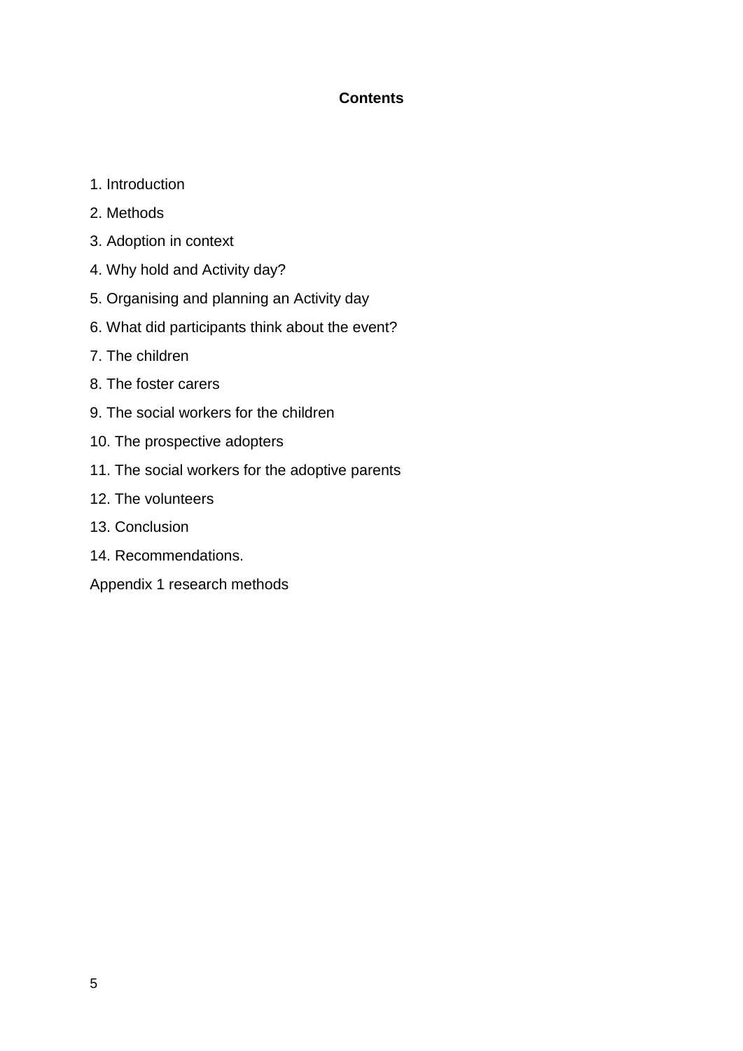**Contents**

1. Introduction
2. Methods
3. Adoption in context
4. Why hold and Activity day?
5. Organising and planning an Activity day
6. What did participants think about the event?
7. The children
8. The foster carers
9. The social workers for the children
10. The prospective adopters
11. The social workers for the adoptive parents
12. The volunteers
13. Conclusion
14. Recommendations.

Appendix 1 research methods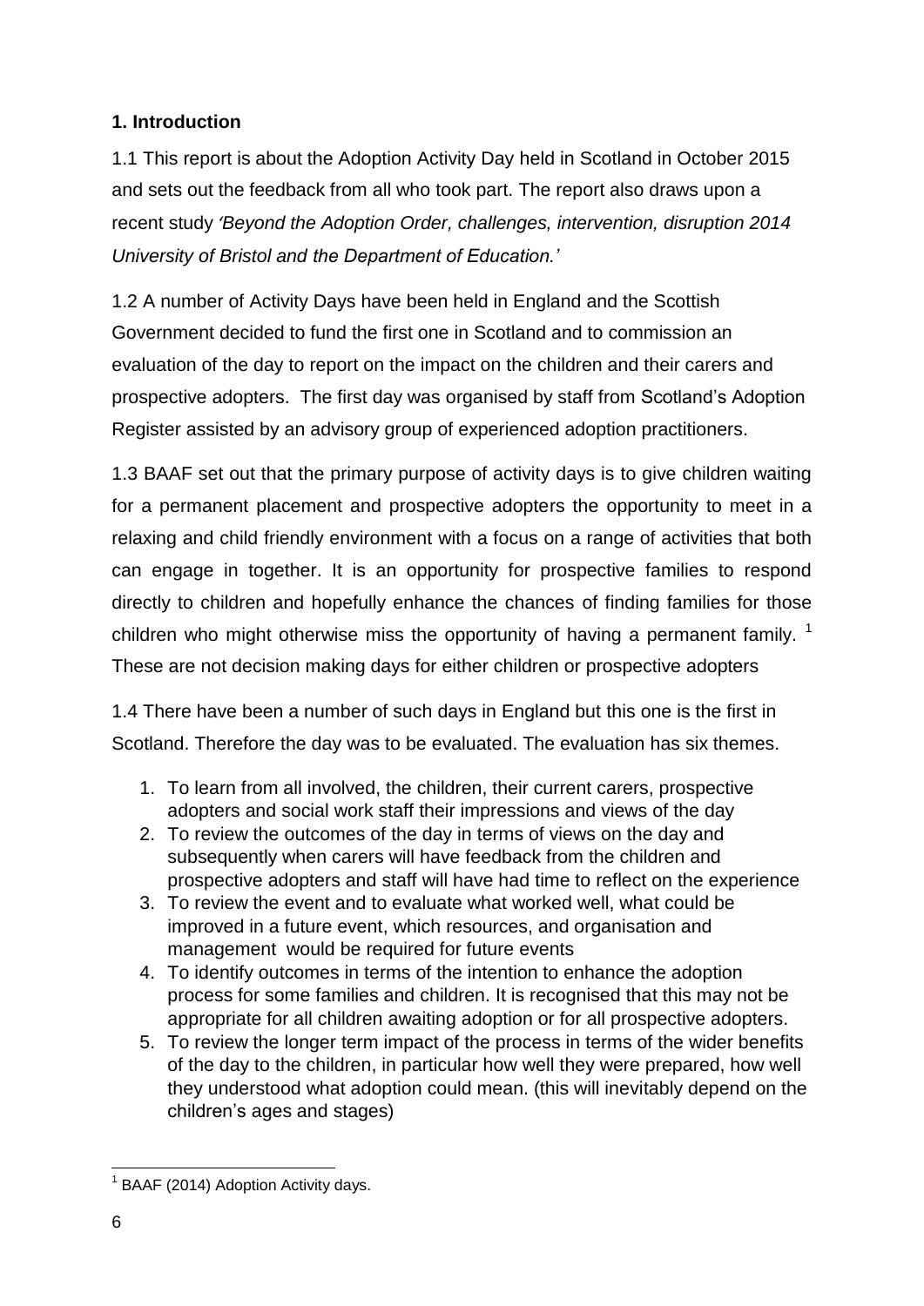## 1. Introduction

1.1 This report is about the Adoption Activity Day held in Scotland in October 2015 and sets out the feedback from all who took part. The report also draws upon a recent study *'Beyond the Adoption Order, challenges, intervention, disruption 2014 University of Bristol and the Department of Education.'*

1.2 A number of Activity Days have been held in England and the Scottish Government decided to fund the first one in Scotland and to commission an evaluation of the day to report on the impact on the children and their carers and prospective adopters. The first day was organised by staff from Scotland's Adoption Register assisted by an advisory group of experienced adoption practitioners.

1.3 BAAF set out that the primary purpose of activity days is to give children waiting for a permanent placement and prospective adopters the opportunity to meet in a relaxing and child friendly environment with a focus on a range of activities that both can engage in together. It is an opportunity for prospective families to respond directly to children and hopefully enhance the chances of finding families for those children who might otherwise miss the opportunity of having a permanent family. [1] These are not decision making days for either children or prospective adopters

1.4 There have been a number of such days in England but this one is the first in Scotland. Therefore the day was to be evaluated. The evaluation has six themes.

1. To learn from all involved, the children, their current carers, prospective adopters and social work staff their impressions and views of the day
2. To review the outcomes of the day in terms of views on the day and subsequently when carers will have feedback from the children and prospective adopters and staff will have had time to reflect on the experience
3. To review the event and to evaluate what worked well, what could be improved in a future event, which resources, and organisation and management would be required for future events
4. To identify outcomes in terms of the intention to enhance the adoption process for some families and children. It is recognised that this may not be appropriate for all children awaiting adoption or for all prospective adopters.
5. To review the longer term impact of the process in terms of the wider benefits of the day to the children, in particular how well they were prepared, how well they understood what adoption could mean. (this will inevitably depend on the children's ages and stages)

---

[1] BAAF (2014) Adoption Activity days.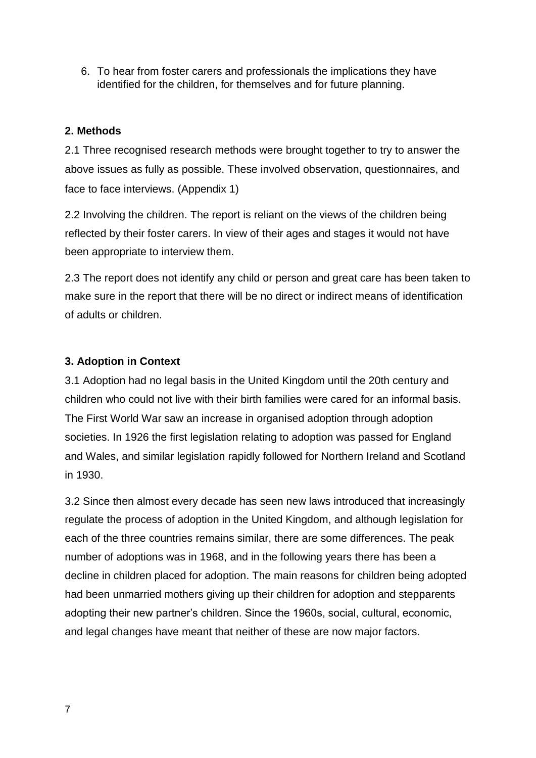6. To hear from foster carers and professionals the implications they have identified for the children, for themselves and for future planning.

## 2. Methods

2.1 Three recognised research methods were brought together to try to answer the above issues as fully as possible. These involved observation, questionnaires, and face to face interviews. (Appendix 1)

2.2 Involving the children. The report is reliant on the views of the children being reflected by their foster carers. In view of their ages and stages it would not have been appropriate to interview them.

2.3 The report does not identify any child or person and great care has been taken to make sure in the report that there will be no direct or indirect means of identification of adults or children.

## 3. Adoption in Context

3.1 Adoption had no legal basis in the United Kingdom until the 20th century and children who could not live with their birth families were cared for an informal basis. The First World War saw an increase in organised adoption through adoption societies. In 1926 the first legislation relating to adoption was passed for England and Wales, and similar legislation rapidly followed for Northern Ireland and Scotland in 1930.

3.2 Since then almost every decade has seen new laws introduced that increasingly regulate the process of adoption in the United Kingdom, and although legislation for each of the three countries remains similar, there are some differences. The peak number of adoptions was in 1968, and in the following years there has been a decline in children placed for adoption. The main reasons for children being adopted had been unmarried mothers giving up their children for adoption and stepparents adopting their new partner's children. Since the 1960s, social, cultural, economic, and legal changes have meant that neither of these are now major factors.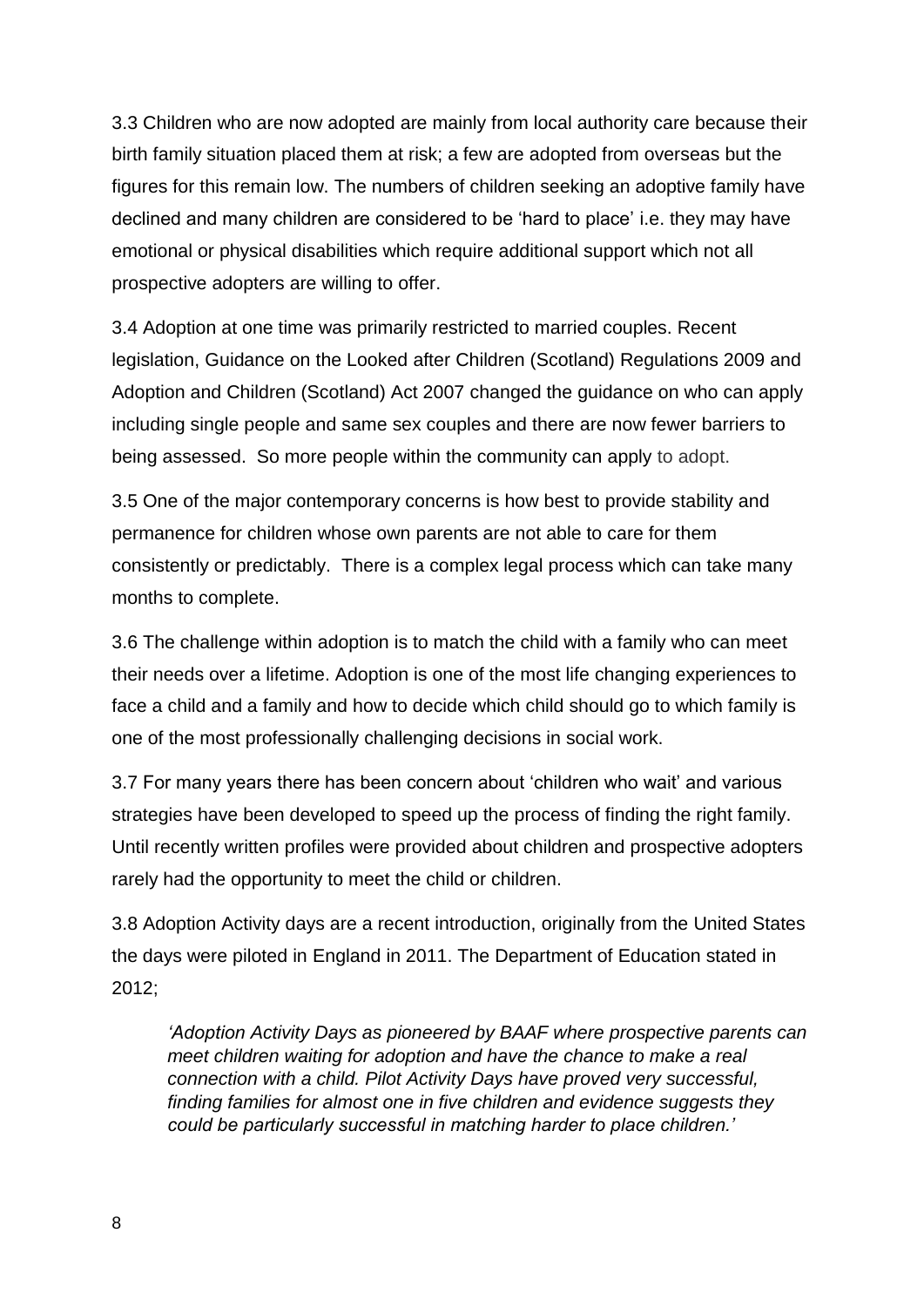3.3 Children who are now adopted are mainly from local authority care because their birth family situation placed them at risk; a few are adopted from overseas but the figures for this remain low. The numbers of children seeking an adoptive family have declined and many children are considered to be 'hard to place' i.e. they may have emotional or physical disabilities which require additional support which not all prospective adopters are willing to offer.

3.4 Adoption at one time was primarily restricted to married couples. Recent legislation, Guidance on the Looked after Children (Scotland) Regulations 2009 and Adoption and Children (Scotland) Act 2007 changed the guidance on who can apply including single people and same sex couples and there are now fewer barriers to being assessed. So more people within the community can apply to adopt.

3.5 One of the major contemporary concerns is how best to provide stability and permanence for children whose own parents are not able to care for them consistently or predictably. There is a complex legal process which can take many months to complete.

3.6 The challenge within adoption is to match the child with a family who can meet their needs over a lifetime. Adoption is one of the most life changing experiences to face a child and a family and how to decide which child should go to which family is one of the most professionally challenging decisions in social work.

3.7 For many years there has been concern about 'children who wait' and various strategies have been developed to speed up the process of finding the right family. Until recently written profiles were provided about children and prospective adopters rarely had the opportunity to meet the child or children.

3.8 Adoption Activity days are a recent introduction, originally from the United States the days were piloted in England in 2011. The Department of Education stated in 2012;

> *'Adoption Activity Days as pioneered by BAAF where prospective parents can meet children waiting for adoption and have the chance to make a real connection with a child. Pilot Activity Days have proved very successful, finding families for almost one in five children and evidence suggests they could be particularly successful in matching harder to place children.'*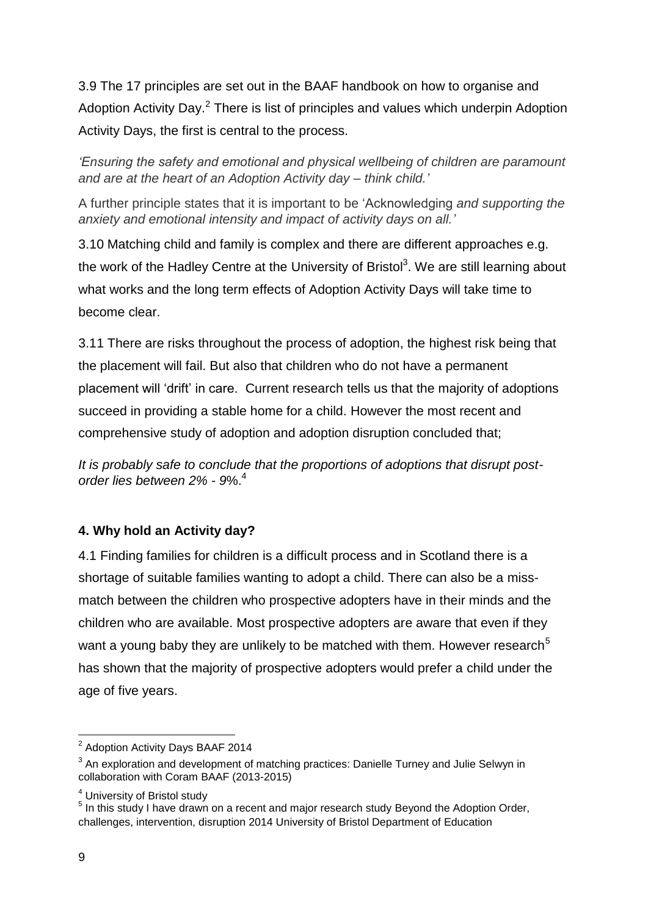3.9 The 17 principles are set out in the BAAF handbook on how to organise and Adoption Activity Day.[2] There is list of principles and values which underpin Adoption Activity Days, the first is central to the process.

*'Ensuring the safety and emotional and physical wellbeing of children are paramount and are at the heart of an Adoption Activity day – think child.'*

A further principle states that it is important to be 'Acknowledging *and supporting the anxiety and emotional intensity and impact of activity days on all.'*

3.10 Matching child and family is complex and there are different approaches e.g. the work of the Hadley Centre at the University of Bristol[3]. We are still learning about what works and the long term effects of Adoption Activity Days will take time to become clear.

3.11 There are risks throughout the process of adoption, the highest risk being that the placement will fail. But also that children who do not have a permanent placement will 'drift' in care. Current research tells us that the majority of adoptions succeed in providing a stable home for a child. However the most recent and comprehensive study of adoption and adoption disruption concluded that;

*It is probably safe to conclude that the proportions of adoptions that disrupt post-order lies between 2% - 9%.*[4]

## 4. Why hold an Activity day?

4.1 Finding families for children is a difficult process and in Scotland there is a shortage of suitable families wanting to adopt a child. There can also be a miss-match between the children who prospective adopters have in their minds and the children who are available. Most prospective adopters are aware that even if they want a young baby they are unlikely to be matched with them. However research[5] has shown that the majority of prospective adopters would prefer a child under the age of five years.

---

[2] Adoption Activity Days BAAF 2014

[3] An exploration and development of matching practices: Danielle Turney and Julie Selwyn in collaboration with Coram BAAF (2013-2015)

[4] University of Bristol study

[5] In this study I have drawn on a recent and major research study Beyond the Adoption Order, challenges, intervention, disruption 2014 University of Bristol Department of Education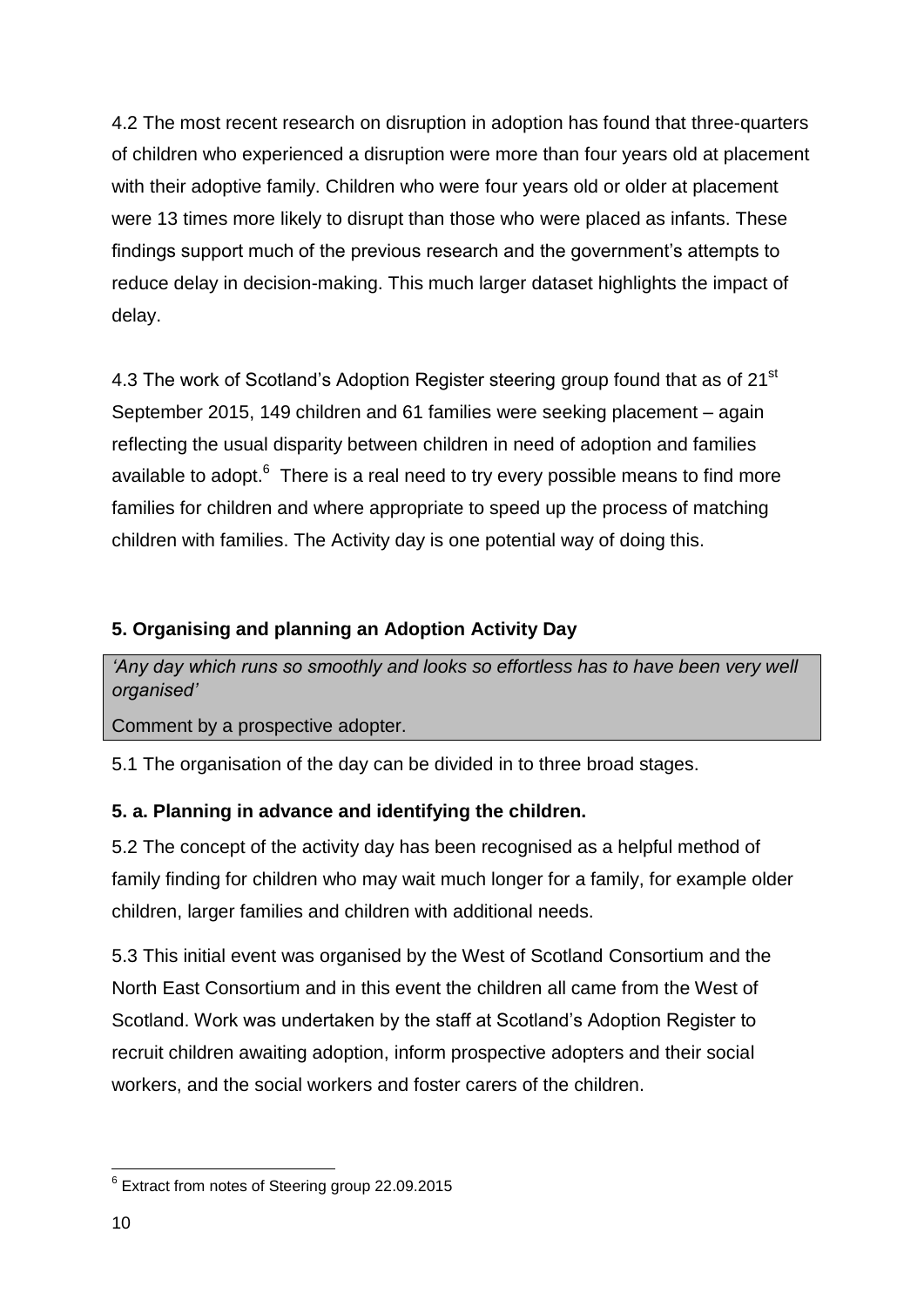4.2 The most recent research on disruption in adoption has found that three-quarters of children who experienced a disruption were more than four years old at placement with their adoptive family. Children who were four years old or older at placement were 13 times more likely to disrupt than those who were placed as infants. These findings support much of the previous research and the government's attempts to reduce delay in decision-making. This much larger dataset highlights the impact of delay.

4.3 The work of Scotland's Adoption Register steering group found that as of 21st September 2015, 149 children and 61 families were seeking placement – again reflecting the usual disparity between children in need of adoption and families available to adopt.[6] There is a real need to try every possible means to find more families for children and where appropriate to speed up the process of matching children with families. The Activity day is one potential way of doing this.

## 5. Organising and planning an Adoption Activity Day

> *'Any day which runs so smoothly and looks so effortless has to have been very well organised'*
>
> Comment by a prospective adopter.

5.1 The organisation of the day can be divided in to three broad stages.

### 5. a. Planning in advance and identifying the children.

5.2 The concept of the activity day has been recognised as a helpful method of family finding for children who may wait much longer for a family, for example older children, larger families and children with additional needs.

5.3 This initial event was organised by the West of Scotland Consortium and the North East Consortium and in this event the children all came from the West of Scotland. Work was undertaken by the staff at Scotland's Adoption Register to recruit children awaiting adoption, inform prospective adopters and their social workers, and the social workers and foster carers of the children.

---

[6] Extract from notes of Steering group 22.09.2015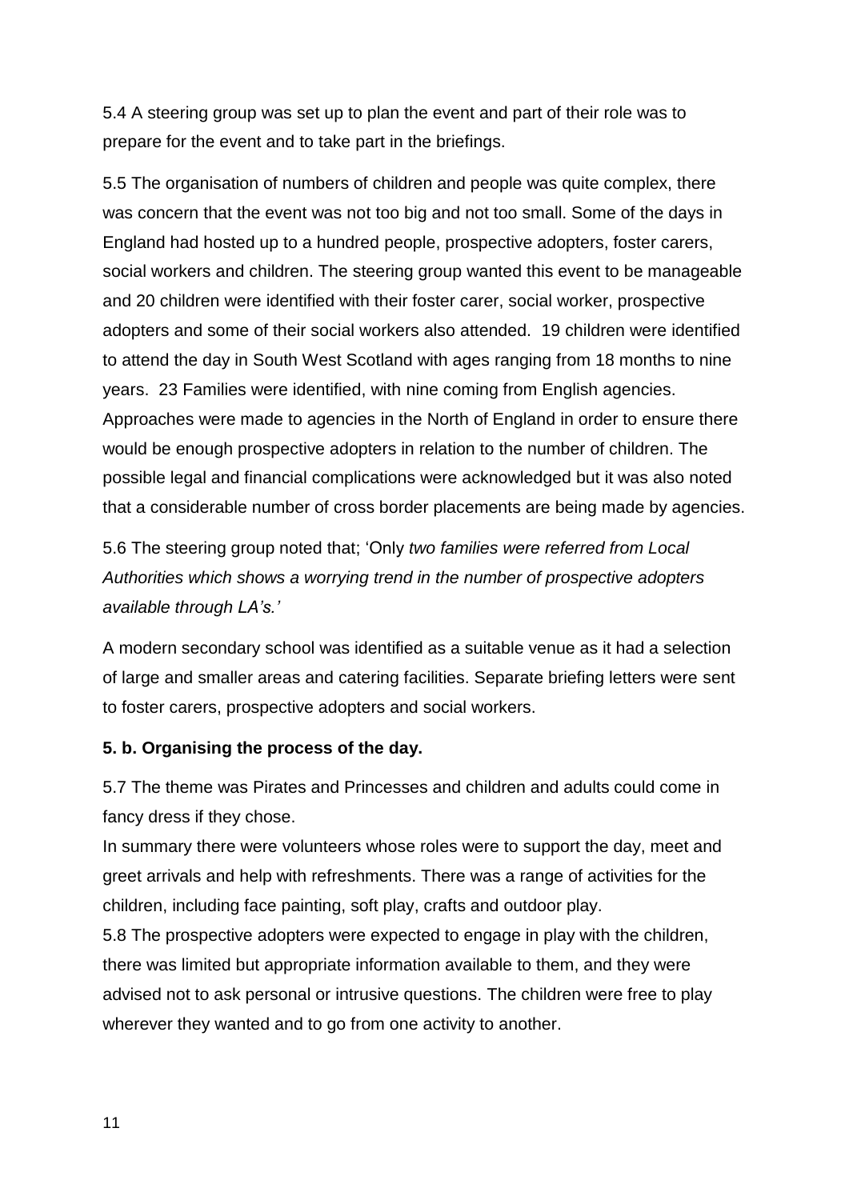5.4 A steering group was set up to plan the event and part of their role was to prepare for the event and to take part in the briefings.

5.5 The organisation of numbers of children and people was quite complex, there was concern that the event was not too big and not too small. Some of the days in England had hosted up to a hundred people, prospective adopters, foster carers, social workers and children. The steering group wanted this event to be manageable and 20 children were identified with their foster carer, social worker, prospective adopters and some of their social workers also attended. 19 children were identified to attend the day in South West Scotland with ages ranging from 18 months to nine years. 23 Families were identified, with nine coming from English agencies. Approaches were made to agencies in the North of England in order to ensure there would be enough prospective adopters in relation to the number of children. The possible legal and financial complications were acknowledged but it was also noted that a considerable number of cross border placements are being made by agencies.

5.6 The steering group noted that; 'Only *two families were referred from Local Authorities which shows a worrying trend in the number of prospective adopters available through LA's.'*

A modern secondary school was identified as a suitable venue as it had a selection of large and smaller areas and catering facilities. Separate briefing letters were sent to foster carers, prospective adopters and social workers.

**5. b. Organising the process of the day.**

5.7 The theme was Pirates and Princesses and children and adults could come in fancy dress if they chose.

In summary there were volunteers whose roles were to support the day, meet and greet arrivals and help with refreshments. There was a range of activities for the children, including face painting, soft play, crafts and outdoor play.

5.8 The prospective adopters were expected to engage in play with the children, there was limited but appropriate information available to them, and they were advised not to ask personal or intrusive questions. The children were free to play wherever they wanted and to go from one activity to another.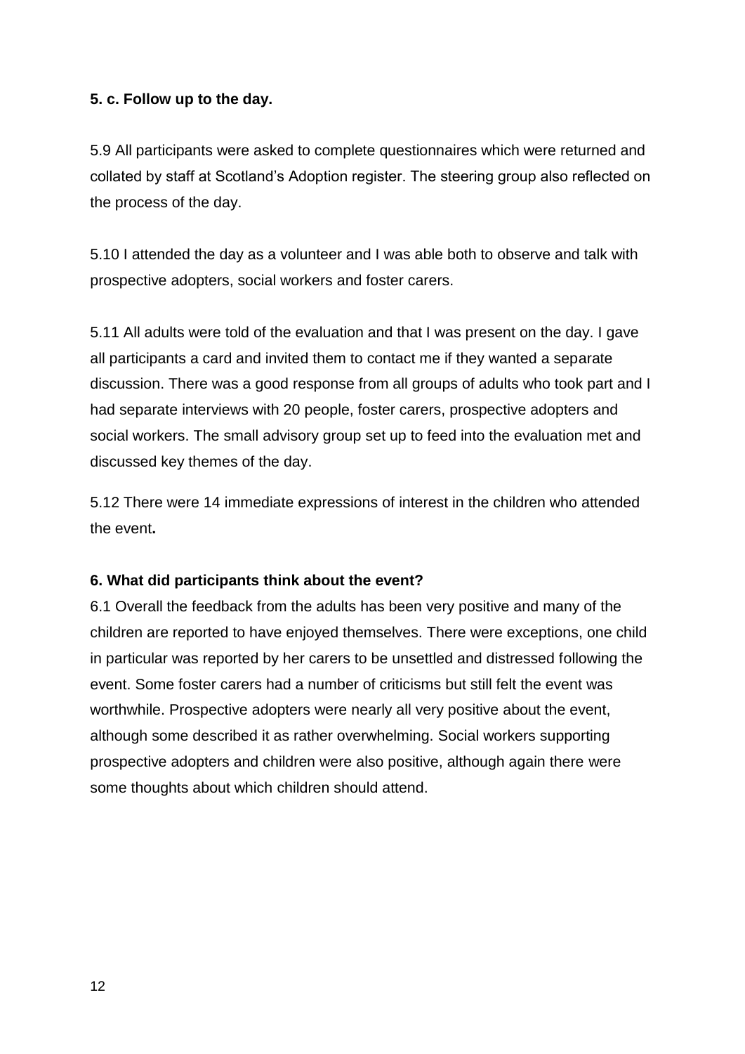**5. c. Follow up to the day.**

5.9 All participants were asked to complete questionnaires which were returned and collated by staff at Scotland's Adoption register. The steering group also reflected on the process of the day.

5.10 I attended the day as a volunteer and I was able both to observe and talk with prospective adopters, social workers and foster carers.

5.11 All adults were told of the evaluation and that I was present on the day. I gave all participants a card and invited them to contact me if they wanted a separate discussion. There was a good response from all groups of adults who took part and I had separate interviews with 20 people, foster carers, prospective adopters and social workers. The small advisory group set up to feed into the evaluation met and discussed key themes of the day.

5.12 There were 14 immediate expressions of interest in the children who attended the event**.**

**6. What did participants think about the event?**

6.1 Overall the feedback from the adults has been very positive and many of the children are reported to have enjoyed themselves. There were exceptions, one child in particular was reported by her carers to be unsettled and distressed following the event. Some foster carers had a number of criticisms but still felt the event was worthwhile. Prospective adopters were nearly all very positive about the event, although some described it as rather overwhelming. Social workers supporting prospective adopters and children were also positive, although again there were some thoughts about which children should attend.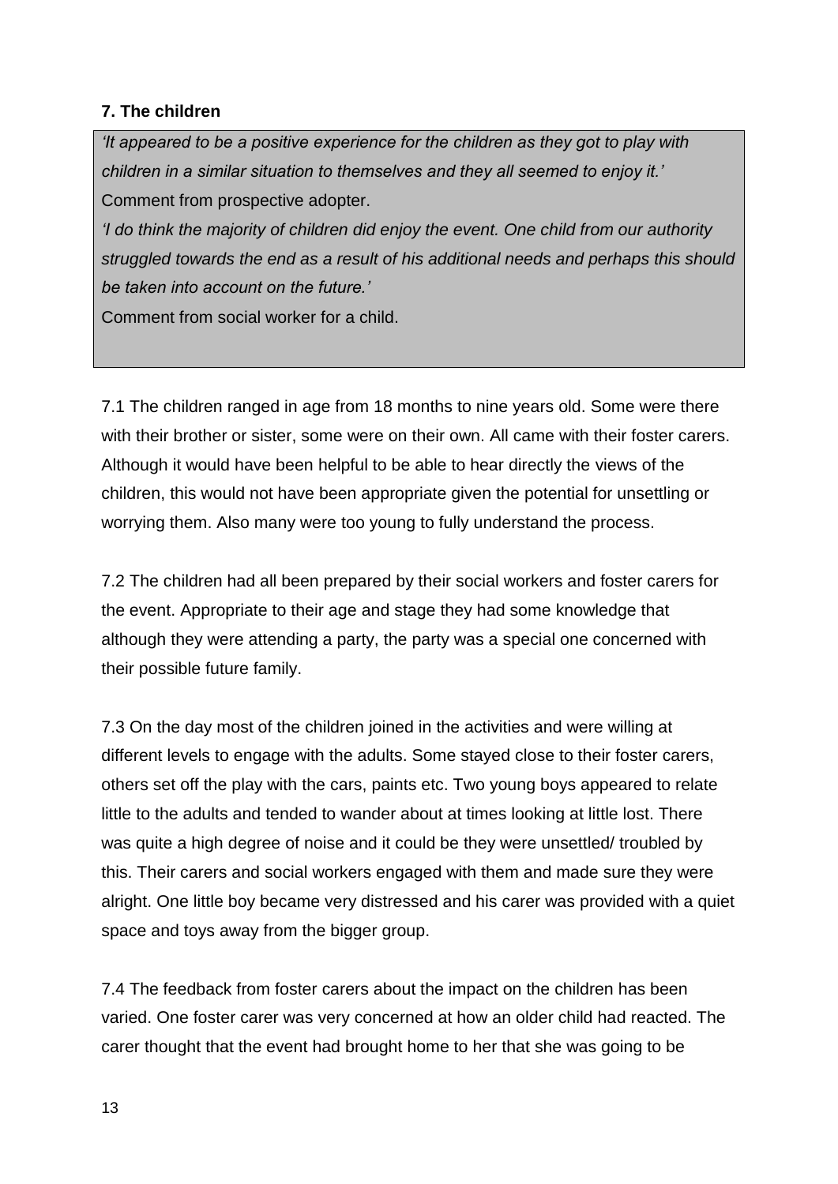### 7. The children

> *'It appeared to be a positive experience for the children as they got to play with children in a similar situation to themselves and they all seemed to enjoy it.'*
> Comment from prospective adopter.
> *'I do think the majority of children did enjoy the event. One child from our authority struggled towards the end as a result of his additional needs and perhaps this should be taken into account on the future.'*
> Comment from social worker for a child.

7.1 The children ranged in age from 18 months to nine years old. Some were there with their brother or sister, some were on their own. All came with their foster carers. Although it would have been helpful to be able to hear directly the views of the children, this would not have been appropriate given the potential for unsettling or worrying them. Also many were too young to fully understand the process.

7.2 The children had all been prepared by their social workers and foster carers for the event. Appropriate to their age and stage they had some knowledge that although they were attending a party, the party was a special one concerned with their possible future family.

7.3 On the day most of the children joined in the activities and were willing at different levels to engage with the adults. Some stayed close to their foster carers, others set off the play with the cars, paints etc. Two young boys appeared to relate little to the adults and tended to wander about at times looking at little lost. There was quite a high degree of noise and it could be they were unsettled/ troubled by this. Their carers and social workers engaged with them and made sure they were alright. One little boy became very distressed and his carer was provided with a quiet space and toys away from the bigger group.

7.4 The feedback from foster carers about the impact on the children has been varied. One foster carer was very concerned at how an older child had reacted. The carer thought that the event had brought home to her that she was going to be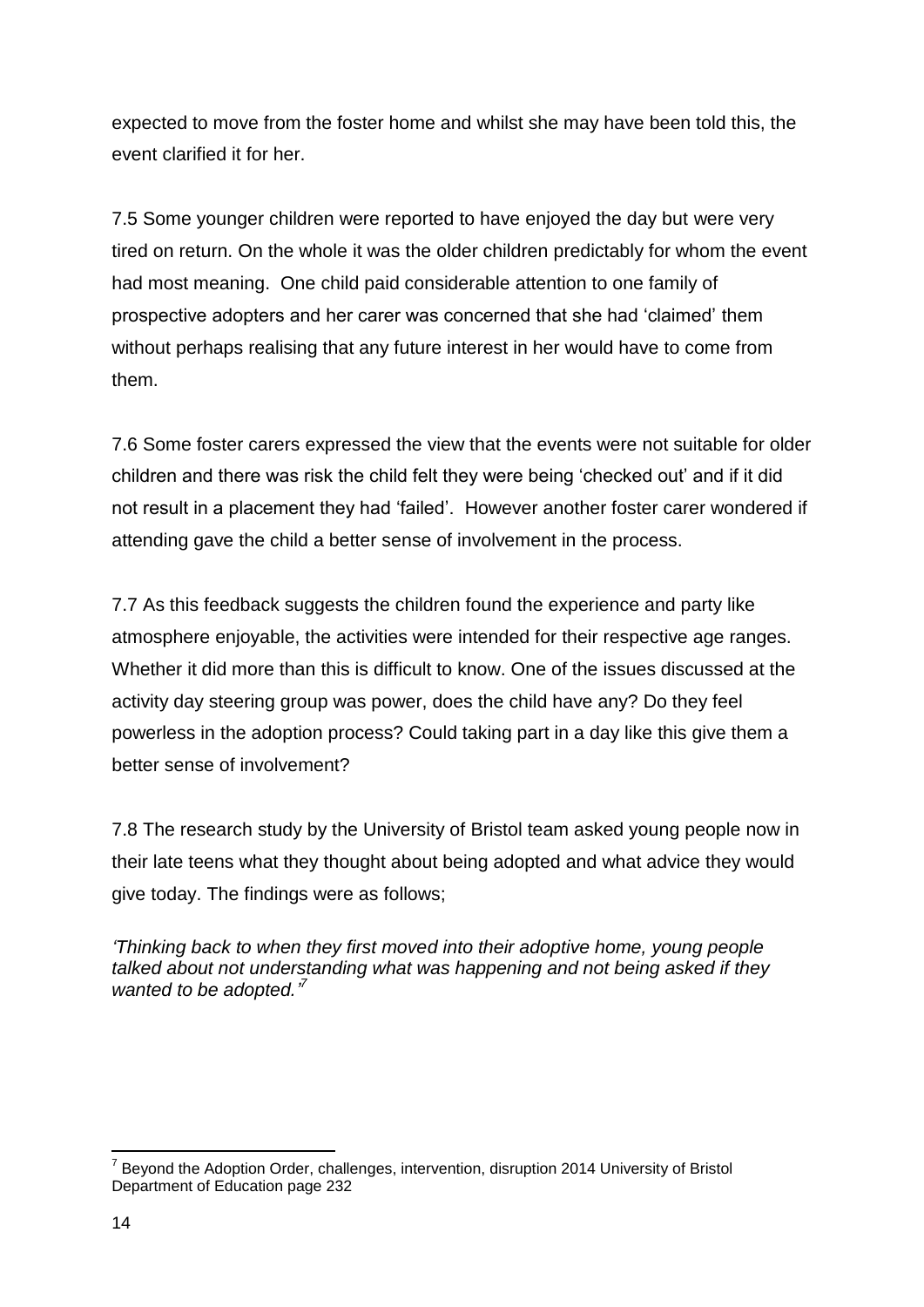expected to move from the foster home and whilst she may have been told this, the event clarified it for her.

7.5 Some younger children were reported to have enjoyed the day but were very tired on return. On the whole it was the older children predictably for whom the event had most meaning. One child paid considerable attention to one family of prospective adopters and her carer was concerned that she had 'claimed' them without perhaps realising that any future interest in her would have to come from them.

7.6 Some foster carers expressed the view that the events were not suitable for older children and there was risk the child felt they were being 'checked out' and if it did not result in a placement they had 'failed'. However another foster carer wondered if attending gave the child a better sense of involvement in the process.

7.7 As this feedback suggests the children found the experience and party like atmosphere enjoyable, the activities were intended for their respective age ranges. Whether it did more than this is difficult to know. One of the issues discussed at the activity day steering group was power, does the child have any? Do they feel powerless in the adoption process? Could taking part in a day like this give them a better sense of involvement?

7.8 The research study by the University of Bristol team asked young people now in their late teens what they thought about being adopted and what advice they would give today. The findings were as follows;

*'Thinking back to when they first moved into their adoptive home, young people talked about not understanding what was happening and not being asked if they wanted to be adopted.'*[7]

[7] Beyond the Adoption Order, challenges, intervention, disruption 2014 University of Bristol Department of Education page 232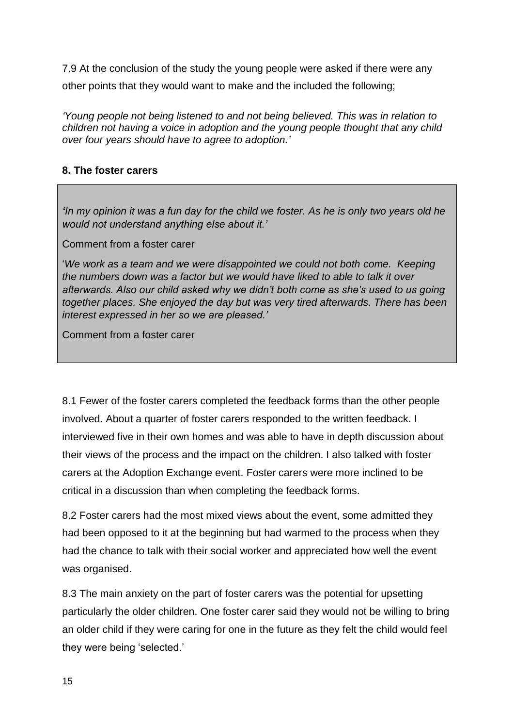7.9 At the conclusion of the study the young people were asked if there were any other points that they would want to make and the included the following;

*'Young people not being listened to and not being believed. This was in relation to children not having a voice in adoption and the young people thought that any child over four years should have to agree to adoption.'*

**8. The foster carers**

> ***'****In my opinion it was a fun day for the child we foster. As he is only two years old he would not understand anything else about it.'*
>
> Comment from a foster carer
>
> '*We work as a team and we were disappointed we could not both come. Keeping the numbers down was a factor but we would have liked to able to talk it over afterwards. Also our child asked why we didn't both come as she's used to us going together places. She enjoyed the day but was very tired afterwards. There has been interest expressed in her so we are pleased.'*
>
> Comment from a foster carer

8.1 Fewer of the foster carers completed the feedback forms than the other people involved. About a quarter of foster carers responded to the written feedback. I interviewed five in their own homes and was able to have in depth discussion about their views of the process and the impact on the children. I also talked with foster carers at the Adoption Exchange event. Foster carers were more inclined to be critical in a discussion than when completing the feedback forms.

8.2 Foster carers had the most mixed views about the event, some admitted they had been opposed to it at the beginning but had warmed to the process when they had the chance to talk with their social worker and appreciated how well the event was organised.

8.3 The main anxiety on the part of foster carers was the potential for upsetting particularly the older children. One foster carer said they would not be willing to bring an older child if they were caring for one in the future as they felt the child would feel they were being 'selected.'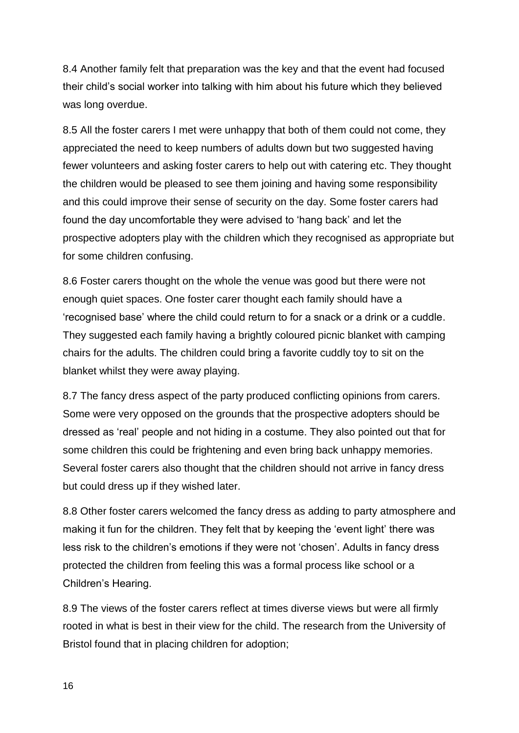8.4 Another family felt that preparation was the key and that the event had focused their child's social worker into talking with him about his future which they believed was long overdue.

8.5 All the foster carers I met were unhappy that both of them could not come, they appreciated the need to keep numbers of adults down but two suggested having fewer volunteers and asking foster carers to help out with catering etc. They thought the children would be pleased to see them joining and having some responsibility and this could improve their sense of security on the day. Some foster carers had found the day uncomfortable they were advised to 'hang back' and let the prospective adopters play with the children which they recognised as appropriate but for some children confusing.

8.6 Foster carers thought on the whole the venue was good but there were not enough quiet spaces. One foster carer thought each family should have a 'recognised base' where the child could return to for a snack or a drink or a cuddle. They suggested each family having a brightly coloured picnic blanket with camping chairs for the adults. The children could bring a favorite cuddly toy to sit on the blanket whilst they were away playing.

8.7 The fancy dress aspect of the party produced conflicting opinions from carers. Some were very opposed on the grounds that the prospective adopters should be dressed as 'real' people and not hiding in a costume. They also pointed out that for some children this could be frightening and even bring back unhappy memories. Several foster carers also thought that the children should not arrive in fancy dress but could dress up if they wished later.

8.8 Other foster carers welcomed the fancy dress as adding to party atmosphere and making it fun for the children. They felt that by keeping the 'event light' there was less risk to the children's emotions if they were not 'chosen'. Adults in fancy dress protected the children from feeling this was a formal process like school or a Children's Hearing.

8.9 The views of the foster carers reflect at times diverse views but were all firmly rooted in what is best in their view for the child. The research from the University of Bristol found that in placing children for adoption;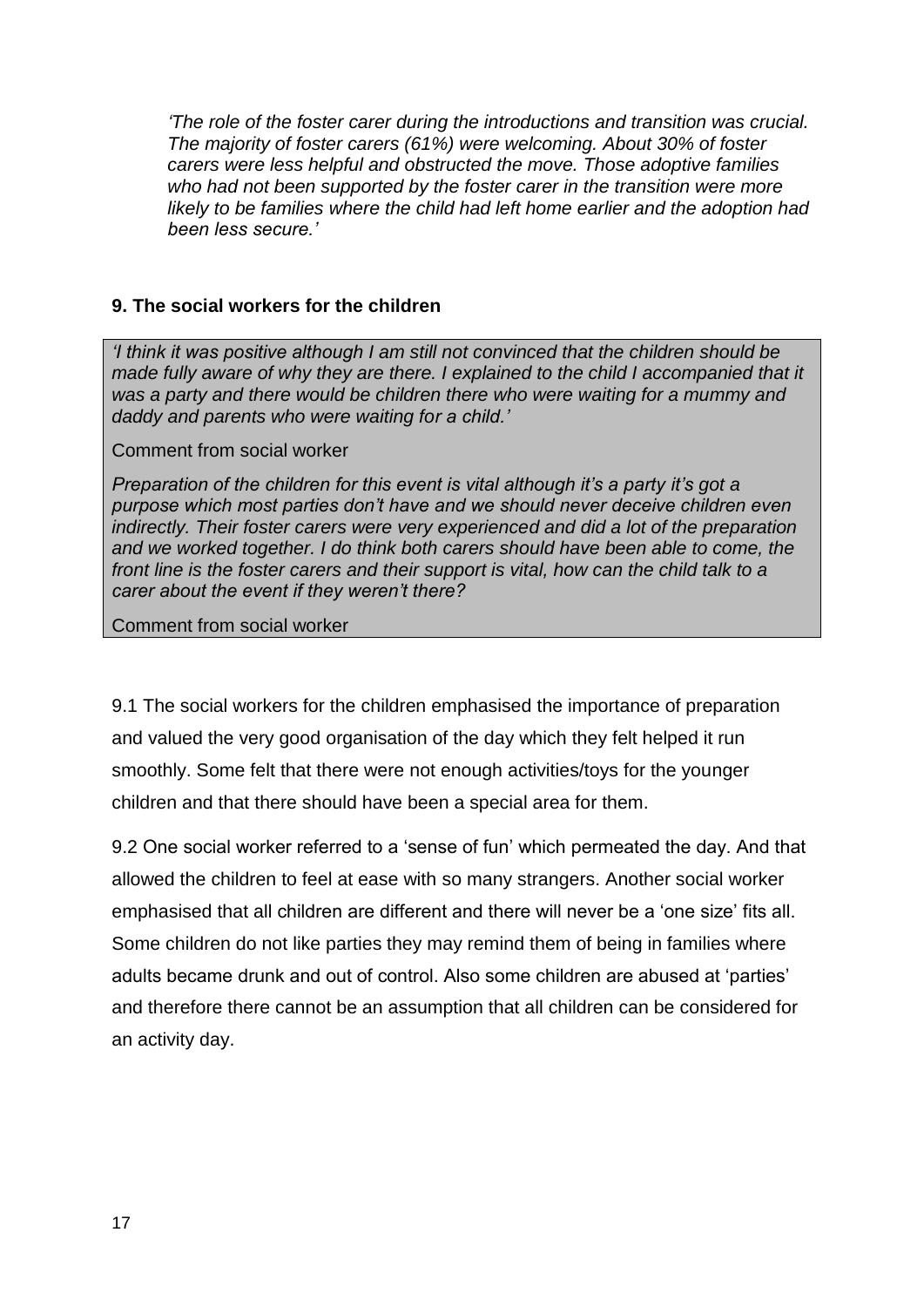*'The role of the foster carer during the introductions and transition was crucial. The majority of foster carers (61%) were welcoming. About 30% of foster carers were less helpful and obstructed the move. Those adoptive families who had not been supported by the foster carer in the transition were more likely to be families where the child had left home earlier and the adoption had been less secure.'*

## 9. The social workers for the children

> *'I think it was positive although I am still not convinced that the children should be made fully aware of why they are there. I explained to the child I accompanied that it was a party and there would be children there who were waiting for a mummy and daddy and parents who were waiting for a child.'*
>
> Comment from social worker
>
> *Preparation of the children for this event is vital although it's a party it's got a purpose which most parties don't have and we should never deceive children even indirectly. Their foster carers were very experienced and did a lot of the preparation and we worked together. I do think both carers should have been able to come, the front line is the foster carers and their support is vital, how can the child talk to a carer about the event if they weren't there?*
>
> Comment from social worker

9.1 The social workers for the children emphasised the importance of preparation and valued the very good organisation of the day which they felt helped it run smoothly. Some felt that there were not enough activities/toys for the younger children and that there should have been a special area for them.

9.2 One social worker referred to a 'sense of fun' which permeated the day. And that allowed the children to feel at ease with so many strangers. Another social worker emphasised that all children are different and there will never be a 'one size' fits all. Some children do not like parties they may remind them of being in families where adults became drunk and out of control. Also some children are abused at 'parties' and therefore there cannot be an assumption that all children can be considered for an activity day.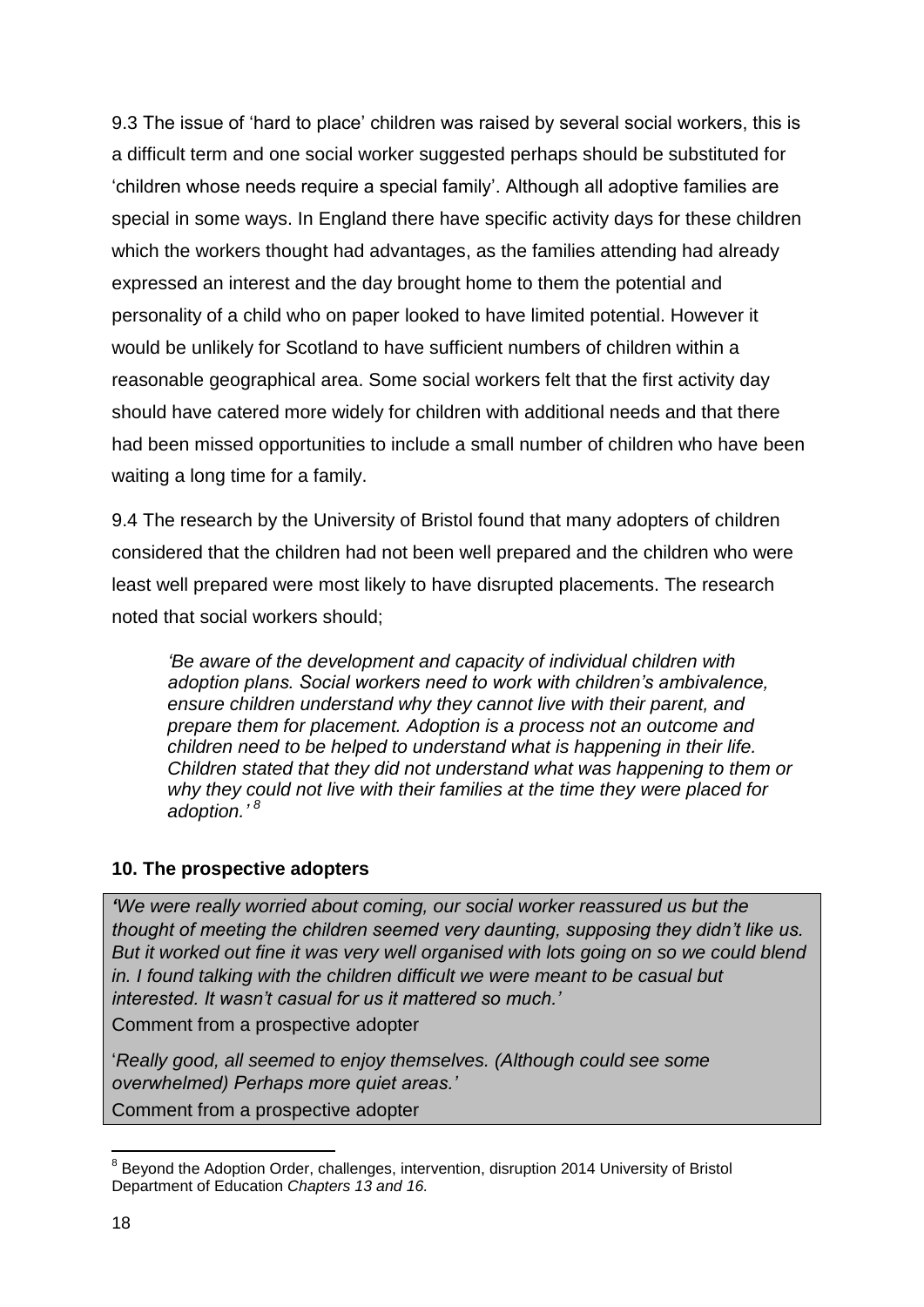9.3 The issue of 'hard to place' children was raised by several social workers, this is a difficult term and one social worker suggested perhaps should be substituted for 'children whose needs require a special family'. Although all adoptive families are special in some ways. In England there have specific activity days for these children which the workers thought had advantages, as the families attending had already expressed an interest and the day brought home to them the potential and personality of a child who on paper looked to have limited potential. However it would be unlikely for Scotland to have sufficient numbers of children within a reasonable geographical area. Some social workers felt that the first activity day should have catered more widely for children with additional needs and that there had been missed opportunities to include a small number of children who have been waiting a long time for a family.

9.4 The research by the University of Bristol found that many adopters of children considered that the children had not been well prepared and the children who were least well prepared were most likely to have disrupted placements. The research noted that social workers should;

> *'Be aware of the development and capacity of individual children with adoption plans. Social workers need to work with children's ambivalence, ensure children understand why they cannot live with their parent, and prepare them for placement. Adoption is a process not an outcome and children need to be helped to understand what is happening in their life. Children stated that they did not understand what was happening to them or why they could not live with their families at the time they were placed for adoption.'* [8]

## 10. The prospective adopters

> ***'****We were really worried about coming, our social worker reassured us but the thought of meeting the children seemed very daunting, supposing they didn't like us. But it worked out fine it was very well organised with lots going on so we could blend in. I found talking with the children difficult we were meant to be casual but interested. It wasn't casual for us it mattered so much.'*
>
> Comment from a prospective adopter
>
> '*Really good, all seemed to enjoy themselves. (Although could see some overwhelmed) Perhaps more quiet areas.'*
>
> Comment from a prospective adopter

---

[8] Beyond the Adoption Order, challenges, intervention, disruption 2014 University of Bristol Department of Education *Chapters 13 and 16.*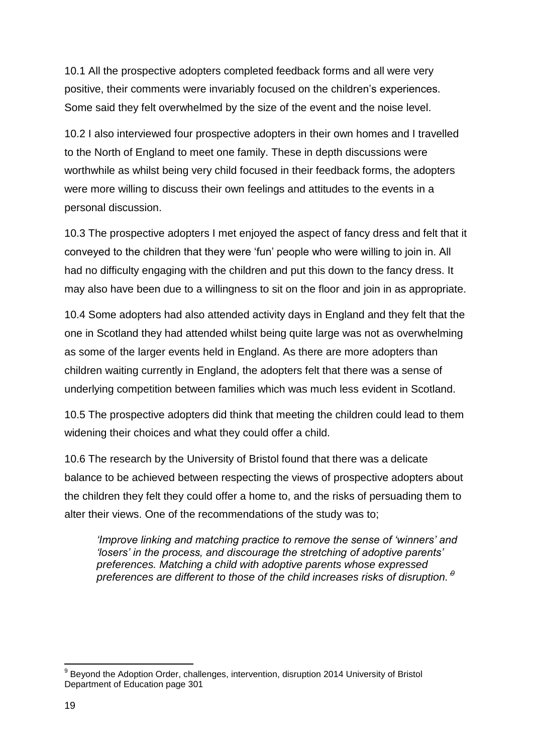10.1 All the prospective adopters completed feedback forms and all were very positive, their comments were invariably focused on the children's experiences. Some said they felt overwhelmed by the size of the event and the noise level.

10.2 I also interviewed four prospective adopters in their own homes and I travelled to the North of England to meet one family. These in depth discussions were worthwhile as whilst being very child focused in their feedback forms, the adopters were more willing to discuss their own feelings and attitudes to the events in a personal discussion.

10.3 The prospective adopters I met enjoyed the aspect of fancy dress and felt that it conveyed to the children that they were 'fun' people who were willing to join in. All had no difficulty engaging with the children and put this down to the fancy dress. It may also have been due to a willingness to sit on the floor and join in as appropriate.

10.4 Some adopters had also attended activity days in England and they felt that the one in Scotland they had attended whilst being quite large was not as overwhelming as some of the larger events held in England. As there are more adopters than children waiting currently in England, the adopters felt that there was a sense of underlying competition between families which was much less evident in Scotland.

10.5 The prospective adopters did think that meeting the children could lead to them widening their choices and what they could offer a child.

10.6 The research by the University of Bristol found that there was a delicate balance to be achieved between respecting the views of prospective adopters about the children they felt they could offer a home to, and the risks of persuading them to alter their views. One of the recommendations of the study was to;

> *'Improve linking and matching practice to remove the sense of 'winners' and 'losers' in the process, and discourage the stretching of adoptive parents' preferences. Matching a child with adoptive parents whose expressed preferences are different to those of the child increases risks of disruption.'*[9]

---

[9] Beyond the Adoption Order, challenges, intervention, disruption 2014 University of Bristol Department of Education page 301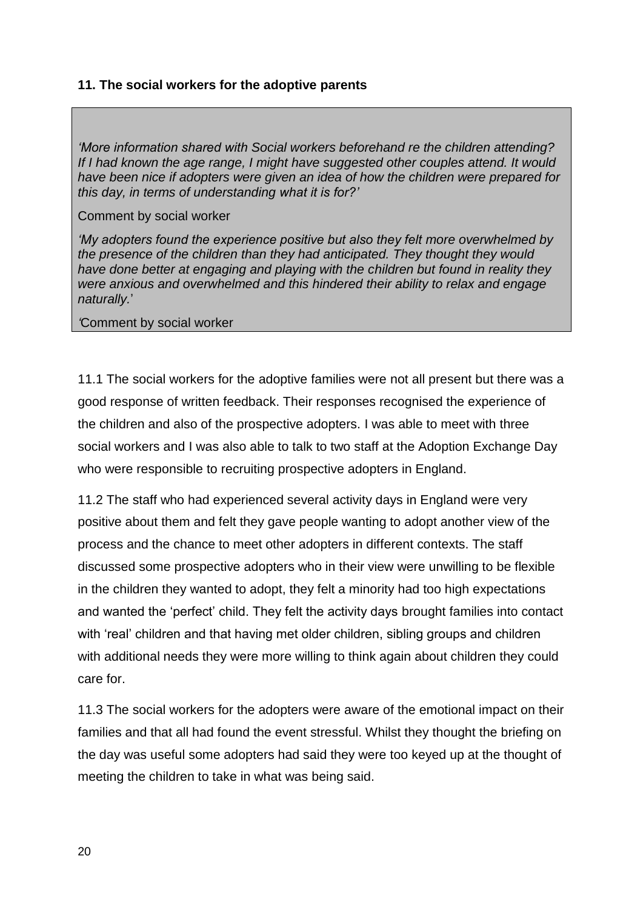## 11. The social workers for the adoptive parents

> *'More information shared with Social workers beforehand re the children attending? If I had known the age range, I might have suggested other couples attend. It would have been nice if adopters were given an idea of how the children were prepared for this day, in terms of understanding what it is for?'*
>
> Comment by social worker
>
> *'My adopters found the experience positive but also they felt more overwhelmed by the presence of the children than they had anticipated. They thought they would have done better at engaging and playing with the children but found in reality they were anxious and overwhelmed and this hindered their ability to relax and engage naturally.*'
>
> *'*Comment by social worker

11.1 The social workers for the adoptive families were not all present but there was a good response of written feedback. Their responses recognised the experience of the children and also of the prospective adopters. I was able to meet with three social workers and I was also able to talk to two staff at the Adoption Exchange Day who were responsible to recruiting prospective adopters in England.

11.2 The staff who had experienced several activity days in England were very positive about them and felt they gave people wanting to adopt another view of the process and the chance to meet other adopters in different contexts. The staff discussed some prospective adopters who in their view were unwilling to be flexible in the children they wanted to adopt, they felt a minority had too high expectations and wanted the 'perfect' child. They felt the activity days brought families into contact with 'real' children and that having met older children, sibling groups and children with additional needs they were more willing to think again about children they could care for.

11.3 The social workers for the adopters were aware of the emotional impact on their families and that all had found the event stressful. Whilst they thought the briefing on the day was useful some adopters had said they were too keyed up at the thought of meeting the children to take in what was being said.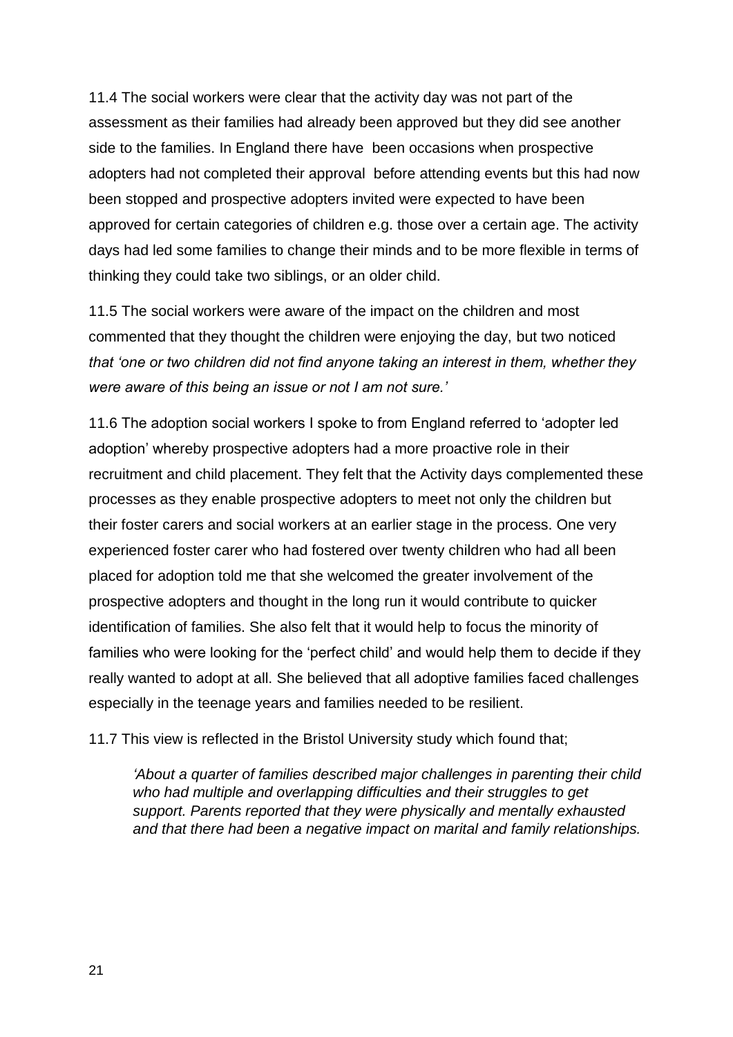11.4 The social workers were clear that the activity day was not part of the assessment as their families had already been approved but they did see another side to the families. In England there have been occasions when prospective adopters had not completed their approval before attending events but this had now been stopped and prospective adopters invited were expected to have been approved for certain categories of children e.g. those over a certain age. The activity days had led some families to change their minds and to be more flexible in terms of thinking they could take two siblings, or an older child.

11.5 The social workers were aware of the impact on the children and most commented that they thought the children were enjoying the day, but two noticed *that 'one or two children did not find anyone taking an interest in them, whether they were aware of this being an issue or not I am not sure.'*

11.6 The adoption social workers I spoke to from England referred to 'adopter led adoption' whereby prospective adopters had a more proactive role in their recruitment and child placement. They felt that the Activity days complemented these processes as they enable prospective adopters to meet not only the children but their foster carers and social workers at an earlier stage in the process. One very experienced foster carer who had fostered over twenty children who had all been placed for adoption told me that she welcomed the greater involvement of the prospective adopters and thought in the long run it would contribute to quicker identification of families. She also felt that it would help to focus the minority of families who were looking for the 'perfect child' and would help them to decide if they really wanted to adopt at all. She believed that all adoptive families faced challenges especially in the teenage years and families needed to be resilient.

11.7 This view is reflected in the Bristol University study which found that;

> *'About a quarter of families described major challenges in parenting their child who had multiple and overlapping difficulties and their struggles to get support. Parents reported that they were physically and mentally exhausted and that there had been a negative impact on marital and family relationships.*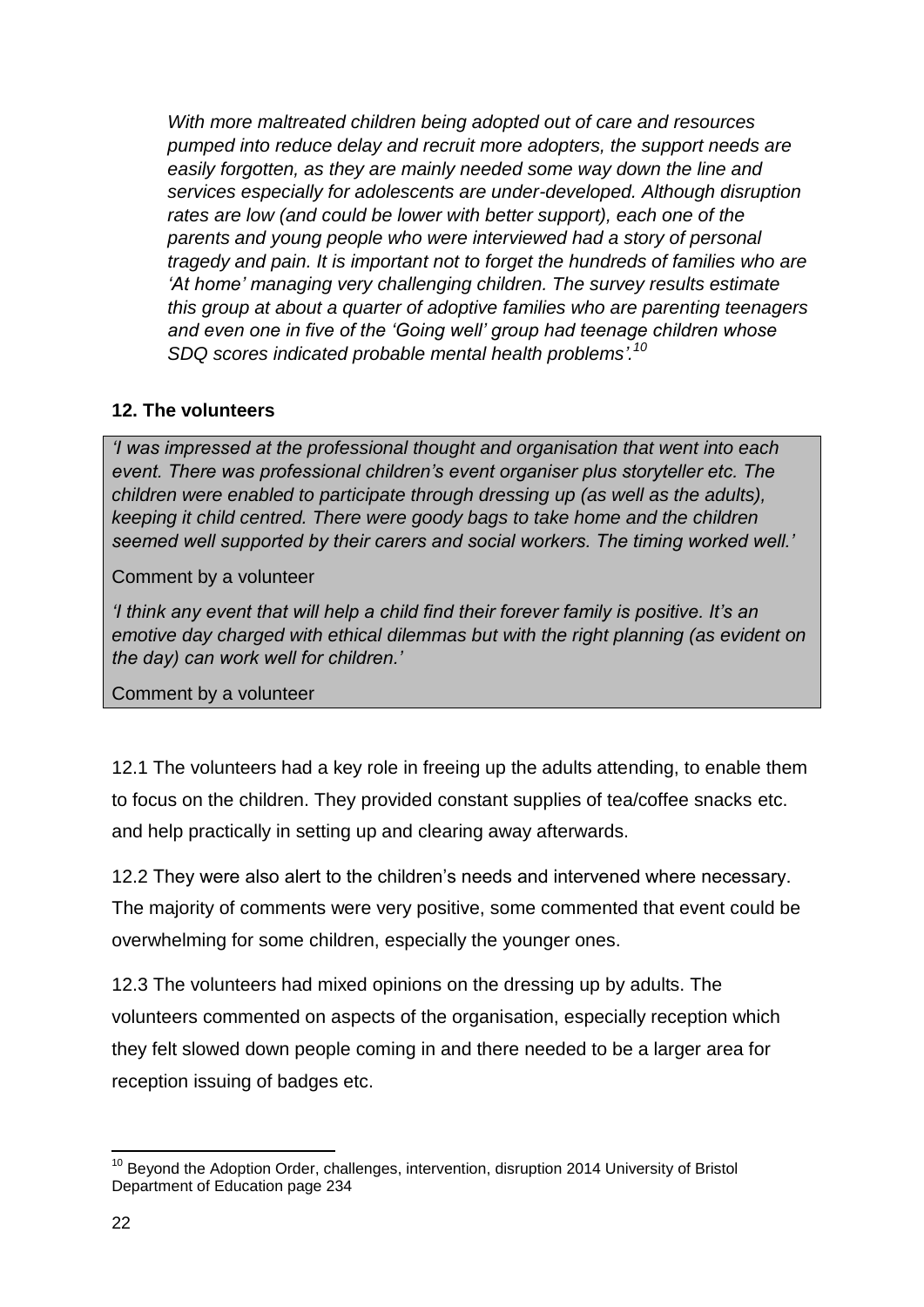*With more maltreated children being adopted out of care and resources pumped into reduce delay and recruit more adopters, the support needs are easily forgotten, as they are mainly needed some way down the line and services especially for adolescents are under-developed. Although disruption rates are low (and could be lower with better support), each one of the parents and young people who were interviewed had a story of personal tragedy and pain. It is important not to forget the hundreds of families who are 'At home' managing very challenging children. The survey results estimate this group at about a quarter of adoptive families who are parenting teenagers and even one in five of the 'Going well' group had teenage children whose SDQ scores indicated probable mental health problems'.*[10]

**12. The volunteers**

> *'I was impressed at the professional thought and organisation that went into each event. There was professional children's event organiser plus storyteller etc. The children were enabled to participate through dressing up (as well as the adults), keeping it child centred. There were goody bags to take home and the children seemed well supported by their carers and social workers. The timing worked well.'*
>
> Comment by a volunteer
>
> *'I think any event that will help a child find their forever family is positive. It's an emotive day charged with ethical dilemmas but with the right planning (as evident on the day) can work well for children.'*
>
> Comment by a volunteer

12.1 The volunteers had a key role in freeing up the adults attending, to enable them to focus on the children. They provided constant supplies of tea/coffee snacks etc. and help practically in setting up and clearing away afterwards.

12.2 They were also alert to the children's needs and intervened where necessary. The majority of comments were very positive, some commented that event could be overwhelming for some children, especially the younger ones.

12.3 The volunteers had mixed opinions on the dressing up by adults. The volunteers commented on aspects of the organisation, especially reception which they felt slowed down people coming in and there needed to be a larger area for reception issuing of badges etc.

---

[10] Beyond the Adoption Order, challenges, intervention, disruption 2014 University of Bristol Department of Education page 234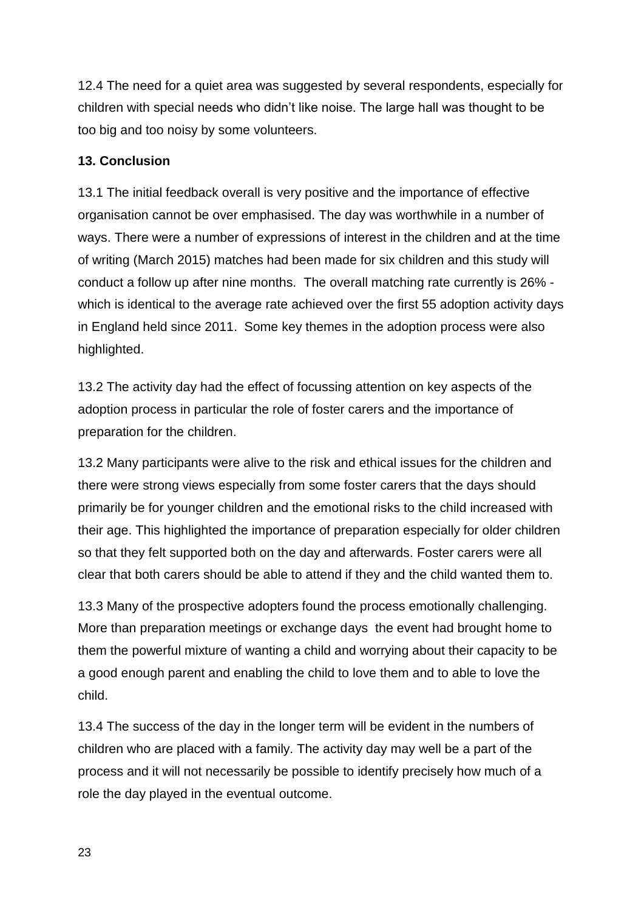12.4 The need for a quiet area was suggested by several respondents, especially for children with special needs who didn't like noise. The large hall was thought to be too big and too noisy by some volunteers.

**13. Conclusion**

13.1 The initial feedback overall is very positive and the importance of effective organisation cannot be over emphasised. The day was worthwhile in a number of ways. There were a number of expressions of interest in the children and at the time of writing (March 2015) matches had been made for six children and this study will conduct a follow up after nine months. The overall matching rate currently is 26% - which is identical to the average rate achieved over the first 55 adoption activity days in England held since 2011. Some key themes in the adoption process were also highlighted.

13.2 The activity day had the effect of focussing attention on key aspects of the adoption process in particular the role of foster carers and the importance of preparation for the children.

13.2 Many participants were alive to the risk and ethical issues for the children and there were strong views especially from some foster carers that the days should primarily be for younger children and the emotional risks to the child increased with their age. This highlighted the importance of preparation especially for older children so that they felt supported both on the day and afterwards. Foster carers were all clear that both carers should be able to attend if they and the child wanted them to.

13.3 Many of the prospective adopters found the process emotionally challenging. More than preparation meetings or exchange days the event had brought home to them the powerful mixture of wanting a child and worrying about their capacity to be a good enough parent and enabling the child to love them and to able to love the child.

13.4 The success of the day in the longer term will be evident in the numbers of children who are placed with a family. The activity day may well be a part of the process and it will not necessarily be possible to identify precisely how much of a role the day played in the eventual outcome.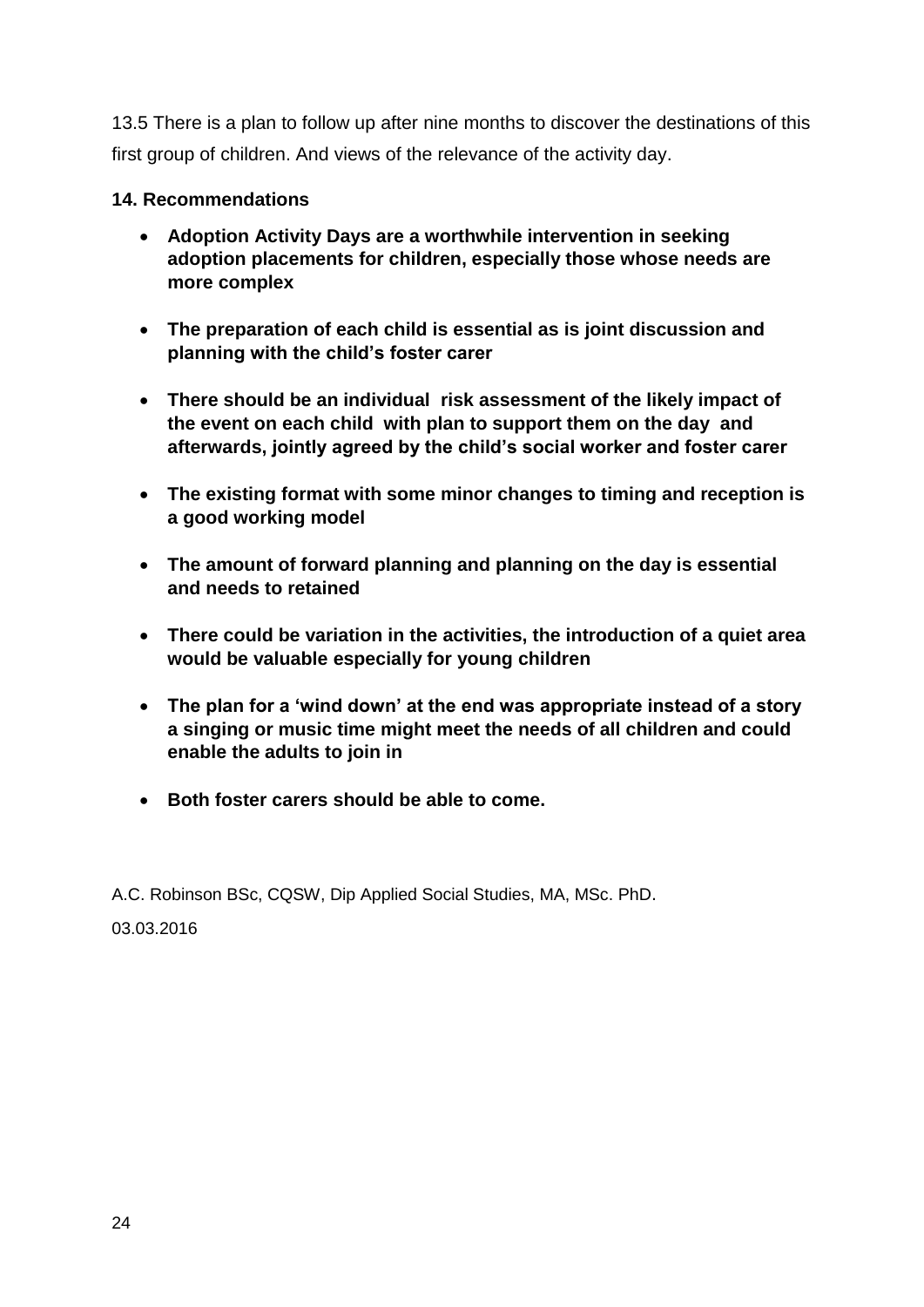13.5 There is a plan to follow up after nine months to discover the destinations of this first group of children. And views of the relevance of the activity day.

**14. Recommendations**

- **Adoption Activity Days are a worthwhile intervention in seeking adoption placements for children, especially those whose needs are more complex**
- **The preparation of each child is essential as is joint discussion and planning with the child's foster carer**
- **There should be an individual risk assessment of the likely impact of the event on each child with plan to support them on the day and afterwards, jointly agreed by the child's social worker and foster carer**
- **The existing format with some minor changes to timing and reception is a good working model**
- **The amount of forward planning and planning on the day is essential and needs to retained**
- **There could be variation in the activities, the introduction of a quiet area would be valuable especially for young children**
- **The plan for a 'wind down' at the end was appropriate instead of a story a singing or music time might meet the needs of all children and could enable the adults to join in**
- **Both foster carers should be able to come.**

A.C. Robinson BSc, CQSW, Dip Applied Social Studies, MA, MSc. PhD.

03.03.2016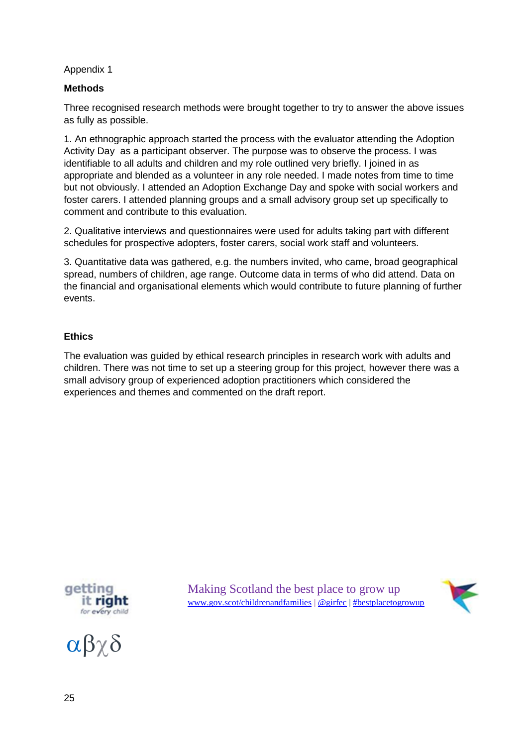Appendix 1

**Methods**

Three recognised research methods were brought together to try to answer the above issues as fully as possible.

1. An ethnographic approach started the process with the evaluator attending the Adoption Activity Day as a participant observer. The purpose was to observe the process. I was identifiable to all adults and children and my role outlined very briefly. I joined in as appropriate and blended as a volunteer in any role needed. I made notes from time to time but not obviously. I attended an Adoption Exchange Day and spoke with social workers and foster carers. I attended planning groups and a small advisory group set up specifically to comment and contribute to this evaluation.

2. Qualitative interviews and questionnaires were used for adults taking part with different schedules for prospective adopters, foster carers, social work staff and volunteers.

3. Quantitative data was gathered, e.g. the numbers invited, who came, broad geographical spread, numbers of children, age range. Outcome data in terms of who did attend. Data on the financial and organisational elements which would contribute to future planning of further events.

**Ethics**

The evaluation was guided by ethical research principles in research work with adults and children. There was not time to set up a steering group for this project, however there was a small advisory group of experienced adoption practitioners which considered the experiences and themes and commented on the draft report.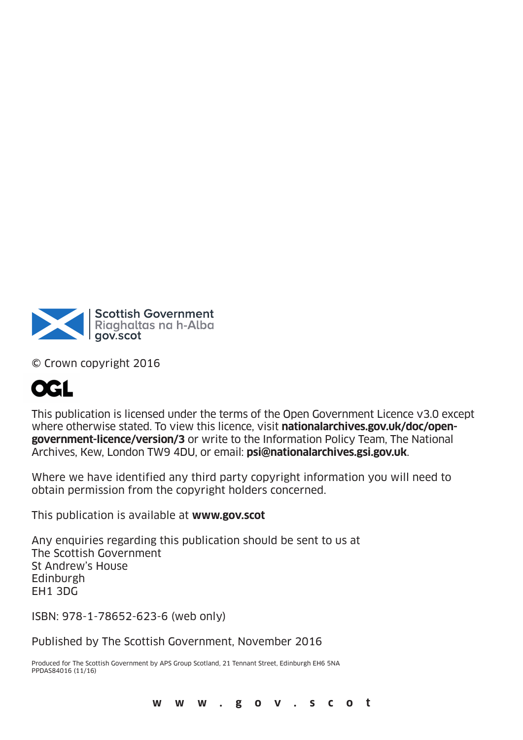Scottish Government
Riaghaltas na h-Alba
gov.scot

© Crown copyright 2016

OGL

This publication is licensed under the terms of the Open Government Licence v3.0 except where otherwise stated. To view this licence, visit **nationalarchives.gov.uk/doc/open-government-licence/version/3** or write to the Information Policy Team, The National Archives, Kew, London TW9 4DU, or email: **psi@nationalarchives.gsi.gov.uk**.

Where we have identified any third party copyright information you will need to obtain permission from the copyright holders concerned.

This publication is available at **www.gov.scot**

Any enquiries regarding this publication should be sent to us at
The Scottish Government
St Andrew's House
Edinburgh
EH1 3DG

ISBN: 978-1-78652-623-6 (web only)

Published by The Scottish Government, November 2016

Produced for The Scottish Government by APS Group Scotland, 21 Tennant Street, Edinburgh EH6 5NA
PPDAS84016 (11/16)

**w w w . g o v . s c o t**